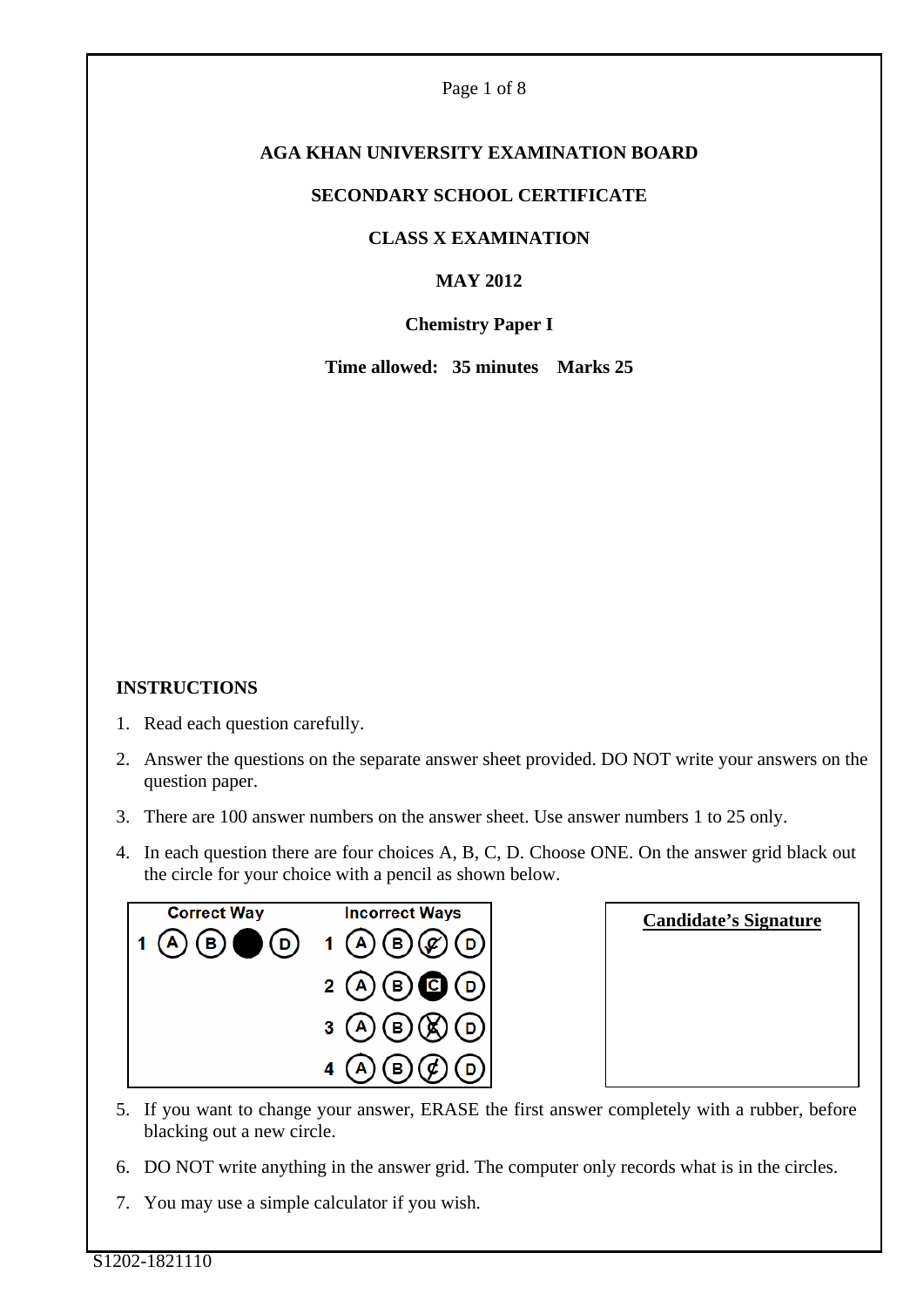# AGA KHAN UNIVERSITY EXAMINATION BOARD

## SECONDARY SCHOOL CERTIFICATE

## CLASS X EXAMINATION

## MAY 2012

## Chemistry Paper I

**Time allowed: 35 minutes Marks 25**

**INSTRUCTIONS**

1. Read each question carefully.
2. Answer the questions on the separate answer sheet provided. DO NOT write your answers on the question paper.
3. There are 100 answer numbers on the answer sheet. Use answer numbers 1 to 25 only.
4. In each question there are four choices A, B, C, D. Choose ONE. On the answer grid black out the circle for your choice with a pencil as shown below.

| Correct Way | Incorrect Ways |
|---|---|
| 1 (A) (B) ● (D) | 1 (A) (B) (C✓) (D) |
| | 2 (A) (B) (■C) (D) |
| | 3 (A) (B) (C✗) (D) |
| | 4 (A) (B) (C/) (D) |

| **Candidate's Signature** |
|---|
| |

5. If you want to change your answer, ERASE the first answer completely with a rubber, before blacking out a new circle.
6. DO NOT write anything in the answer grid. The computer only records what is in the circles.
7. You may use a simple calculator if you wish.

S1202-1821110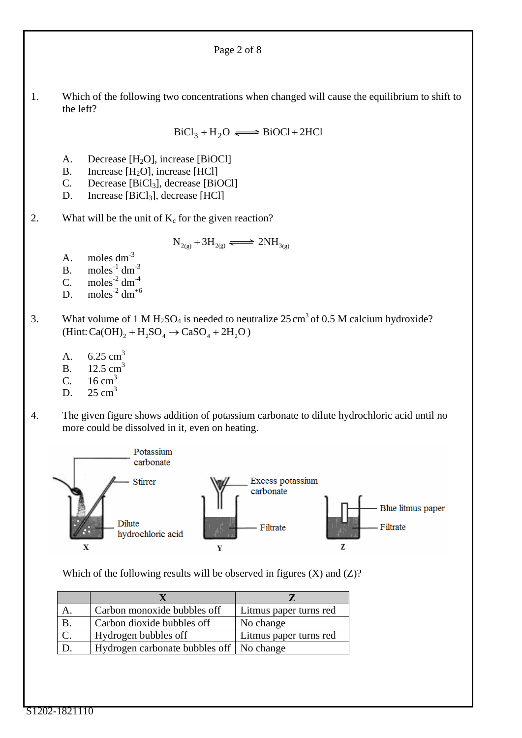1. Which of the following two concentrations when changed will cause the equilibrium to shift to the left?

$$BiCl_3 + H_2O \rightleftharpoons BiOCl + 2HCl$$

A. Decrease $[H_2O]$, increase $[BiOCl]$
B. Increase $[H_2O]$, increase $[HCl]$
C. Decrease $[BiCl_3]$, decrease $[BiOCl]$
D. Increase $[BiCl_3]$, decrease $[HCl]$

2. What will be the unit of $K_c$ for the given reaction?

$$N_{2(g)} + 3H_{2(g)} \rightleftharpoons 2NH_{3(g)}$$

A. moles dm$^{-3}$
B. moles$^{-1}$ dm$^{-3}$
C. moles$^{-2}$ dm$^{-4}$
D. moles$^{-2}$ dm$^{+6}$

3. What volume of 1 M $H_2SO_4$ is needed to neutralize 25 cm$^3$ of 0.5 M calcium hydroxide?
(Hint: $Ca(OH)_2 + H_2SO_4 \rightarrow CaSO_4 + 2H_2O$)

A. 6.25 cm$^3$
B. 12.5 cm$^3$
C. 16 cm$^3$
D. 25 cm$^3$

4. The given figure shows addition of potassium carbonate to dilute hydrochloric acid until no more could be dissolved in it, even on heating.

Which of the following results will be observed in figures (X) and (Z)?

| | X | Z |
|---|---|---|
| A. | Carbon monoxide bubbles off | Litmus paper turns red |
| B. | Carbon dioxide bubbles off | No change |
| C. | Hydrogen bubbles off | Litmus paper turns red |
| D. | Hydrogen carbonate bubbles off | No change |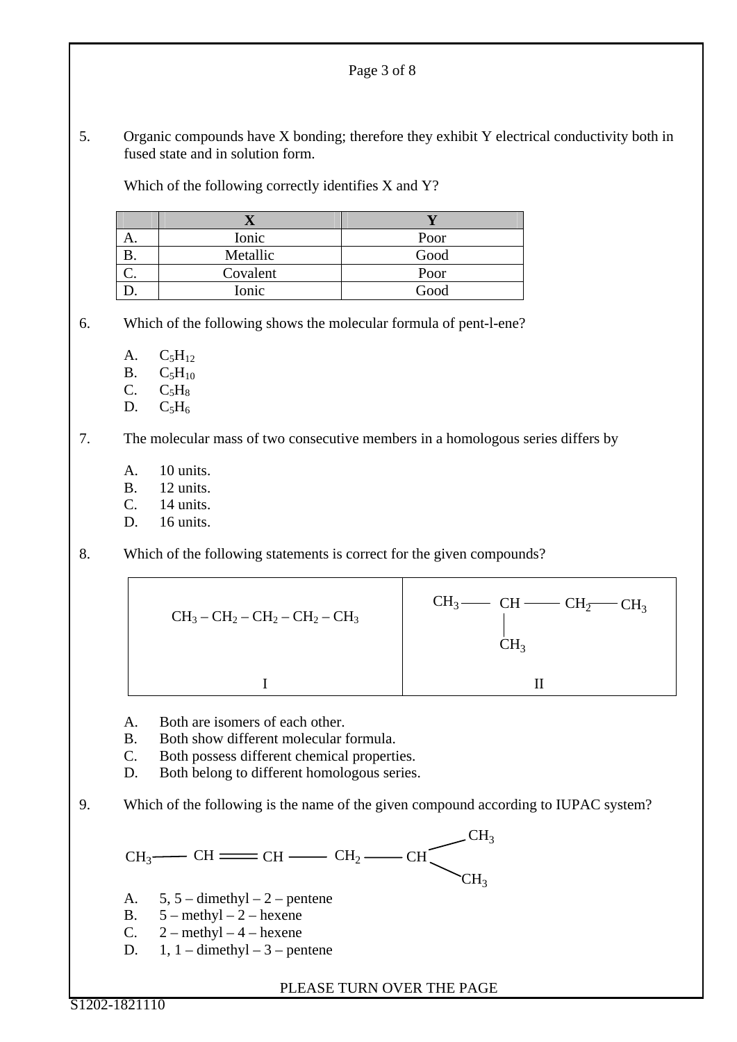5. Organic compounds have X bonding; therefore they exhibit Y electrical conductivity both in fused state and in solution form.

   Which of the following correctly identifies X and Y?

|  | X | Y |
|---|---|---|
| A. | Ionic | Poor |
| B. | Metallic | Good |
| C. | Covalent | Poor |
| D. | Ionic | Good |

6. Which of the following shows the molecular formula of pent-l-ene?

   A. $C_5H_{12}$
   B. $C_5H_{10}$
   C. $C_5H_8$
   D. $C_5H_6$

7. The molecular mass of two consecutive members in a homologous series differs by

   A. 10 units.
   B. 12 units.
   C. 14 units.
   D. 16 units.

8. Which of the following statements is correct for the given compounds?

| $CH_3 - CH_2 - CH_2 - CH_2 - CH_3$ | $CH_3 - CH(CH_3) - CH_2 - CH_3$ |
|---|---|
| I | II |

   A. Both are isomers of each other.
   B. Both show different molecular formula.
   C. Both possess different chemical properties.
   D. Both belong to different homologous series.

9. Which of the following is the name of the given compound according to IUPAC system?

$$CH_3 - CH = CH - CH_2 - CH(CH_3)_2$$

   A. 5, 5 – dimethyl – 2 – pentene
   B. 5 – methyl – 2 – hexene
   C. 2 – methyl – 4 – hexene
   D. 1, 1 – dimethyl – 3 – pentene

PLEASE TURN OVER THE PAGE

S1202-1821110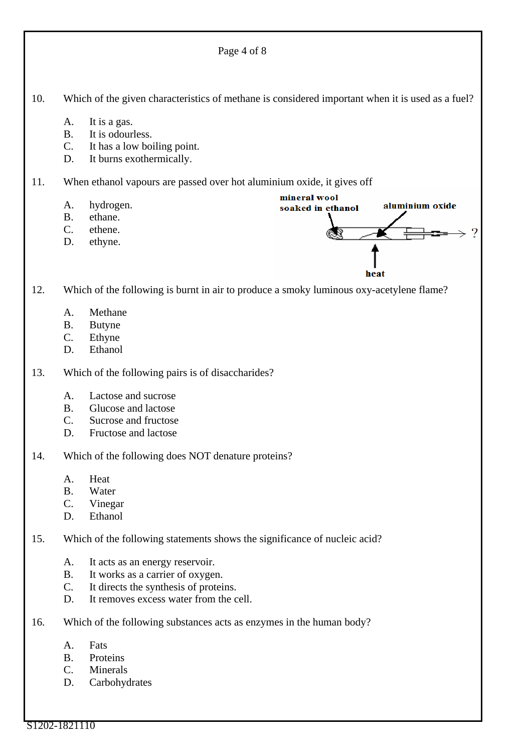10. Which of the given characteristics of methane is considered important when it is used as a fuel?

    A. It is a gas.
    B. It is odourless.
    C. It has a low boiling point.
    D. It burns exothermically.

11. When ethanol vapours are passed over hot aluminium oxide, it gives off

    A. hydrogen.
    B. ethane.
    C. ethene.
    D. ethyne.

    mineral wool soaked in ethanol | aluminium oxide | heat | ?

12. Which of the following is burnt in air to produce a smoky luminous oxy-acetylene flame?

    A. Methane
    B. Butyne
    C. Ethyne
    D. Ethanol

13. Which of the following pairs is of disaccharides?

    A. Lactose and sucrose
    B. Glucose and lactose
    C. Sucrose and fructose
    D. Fructose and lactose

14. Which of the following does NOT denature proteins?

    A. Heat
    B. Water
    C. Vinegar
    D. Ethanol

15. Which of the following statements shows the significance of nucleic acid?

    A. It acts as an energy reservoir.
    B. It works as a carrier of oxygen.
    C. It directs the synthesis of proteins.
    D. It removes excess water from the cell.

16. Which of the following substances acts as enzymes in the human body?

    A. Fats
    B. Proteins
    C. Minerals
    D. Carbohydrates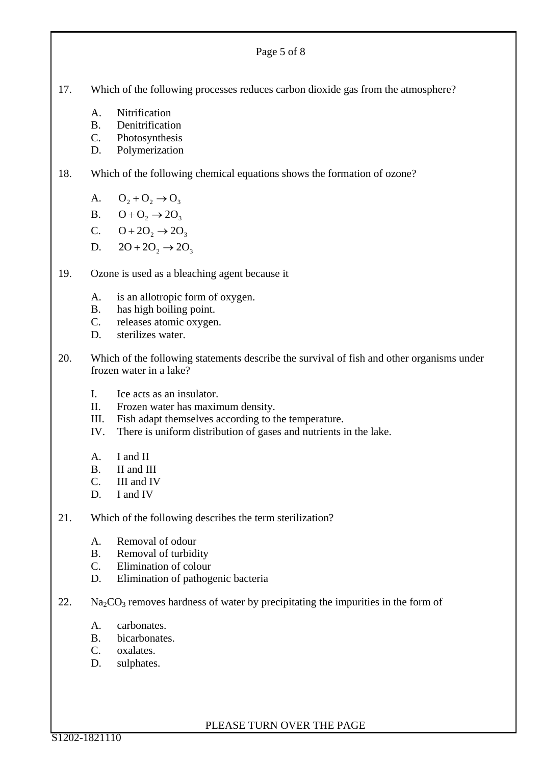17. Which of the following processes reduces carbon dioxide gas from the atmosphere?

    A. Nitrification
    B. Denitrification
    C. Photosynthesis
    D. Polymerization

18. Which of the following chemical equations shows the formation of ozone?

    A. $O_2 + O_2 \rightarrow O_3$
    B. $O + O_2 \rightarrow 2O_3$
    C. $O + 2O_2 \rightarrow 2O_3$
    D. $2O + 2O_2 \rightarrow 2O_3$

19. Ozone is used as a bleaching agent because it

    A. is an allotropic form of oxygen.
    B. has high boiling point.
    C. releases atomic oxygen.
    D. sterilizes water.

20. Which of the following statements describe the survival of fish and other organisms under frozen water in a lake?

    I. Ice acts as an insulator.
    II. Frozen water has maximum density.
    III. Fish adapt themselves according to the temperature.
    IV. There is uniform distribution of gases and nutrients in the lake.

    A. I and II
    B. II and III
    C. III and IV
    D. I and IV

21. Which of the following describes the term sterilization?

    A. Removal of odour
    B. Removal of turbidity
    C. Elimination of colour
    D. Elimination of pathogenic bacteria

22. $Na_2CO_3$ removes hardness of water by precipitating the impurities in the form of

    A. carbonates.
    B. bicarbonates.
    C. oxalates.
    D. sulphates.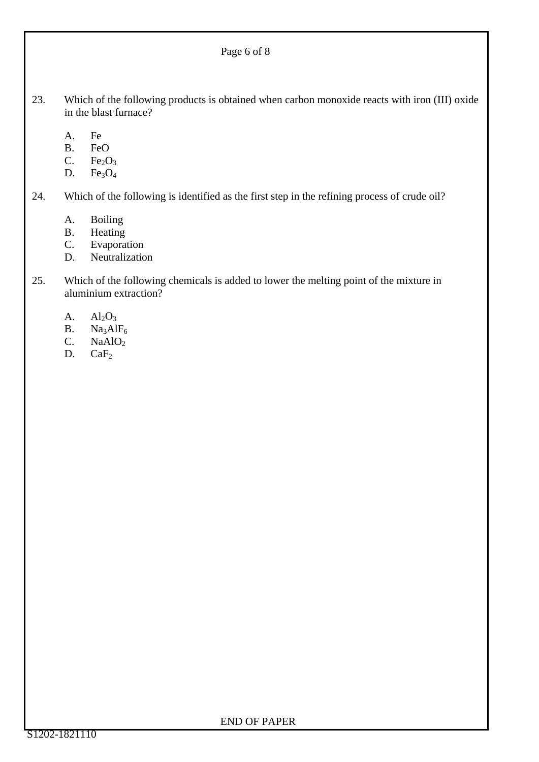23. Which of the following products is obtained when carbon monoxide reacts with iron (III) oxide in the blast furnace?

    A. Fe
    B. FeO
    C. $Fe_2O_3$
    D. $Fe_3O_4$

24. Which of the following is identified as the first step in the refining process of crude oil?

    A. Boiling
    B. Heating
    C. Evaporation
    D. Neutralization

25. Which of the following chemicals is added to lower the melting point of the mixture in aluminium extraction?

    A. $Al_2O_3$
    B. $Na_3AlF_6$
    C. $NaAlO_2$
    D. $CaF_2$

END OF PAPER

S1202-1821110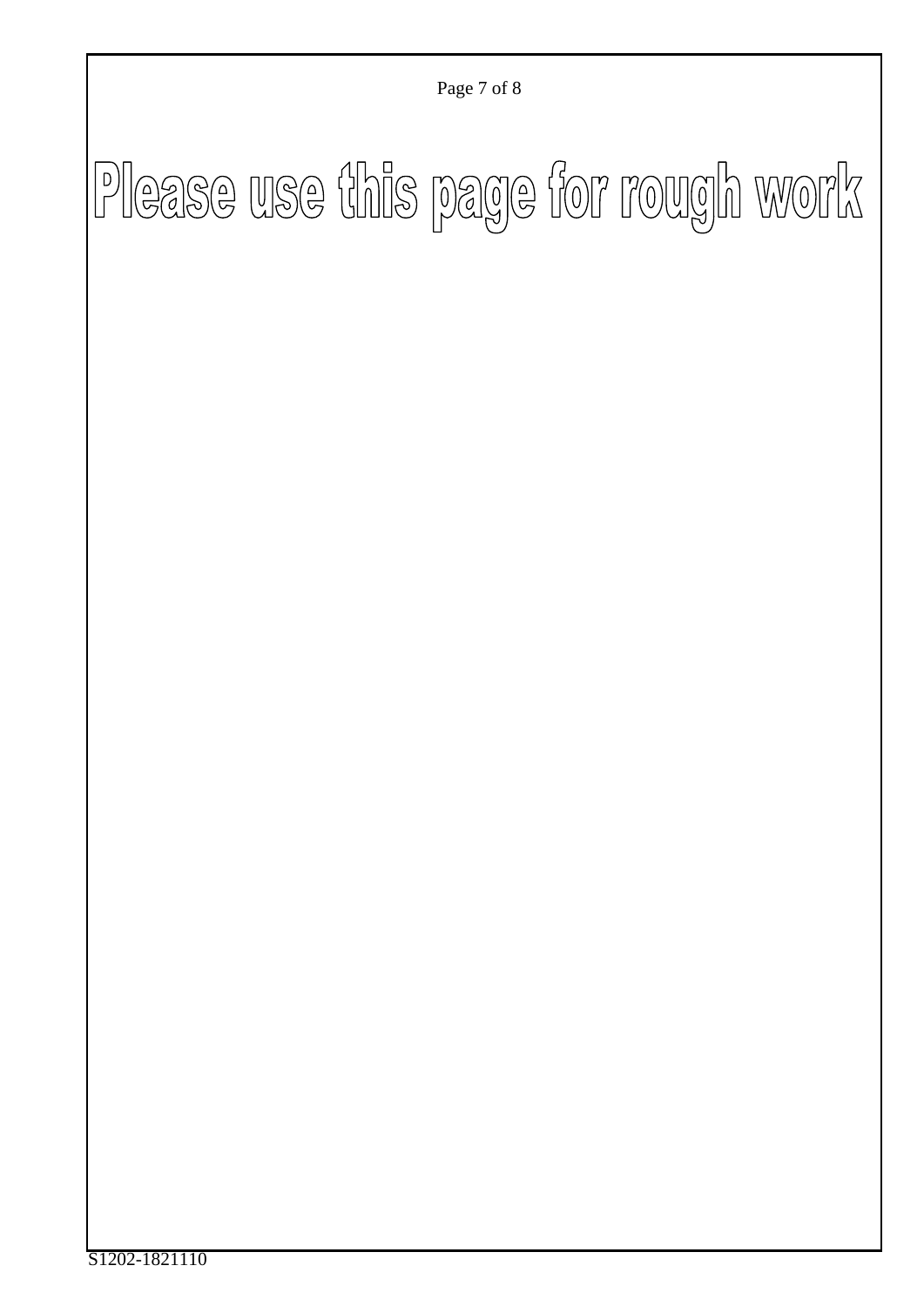# Please use this page for rough work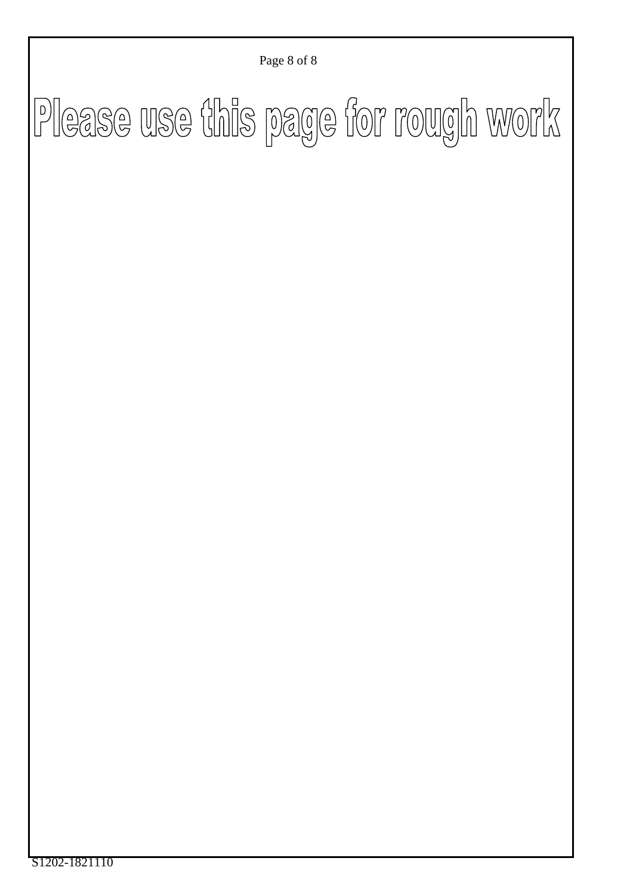# Please use this page for rough work

S1202-1821110